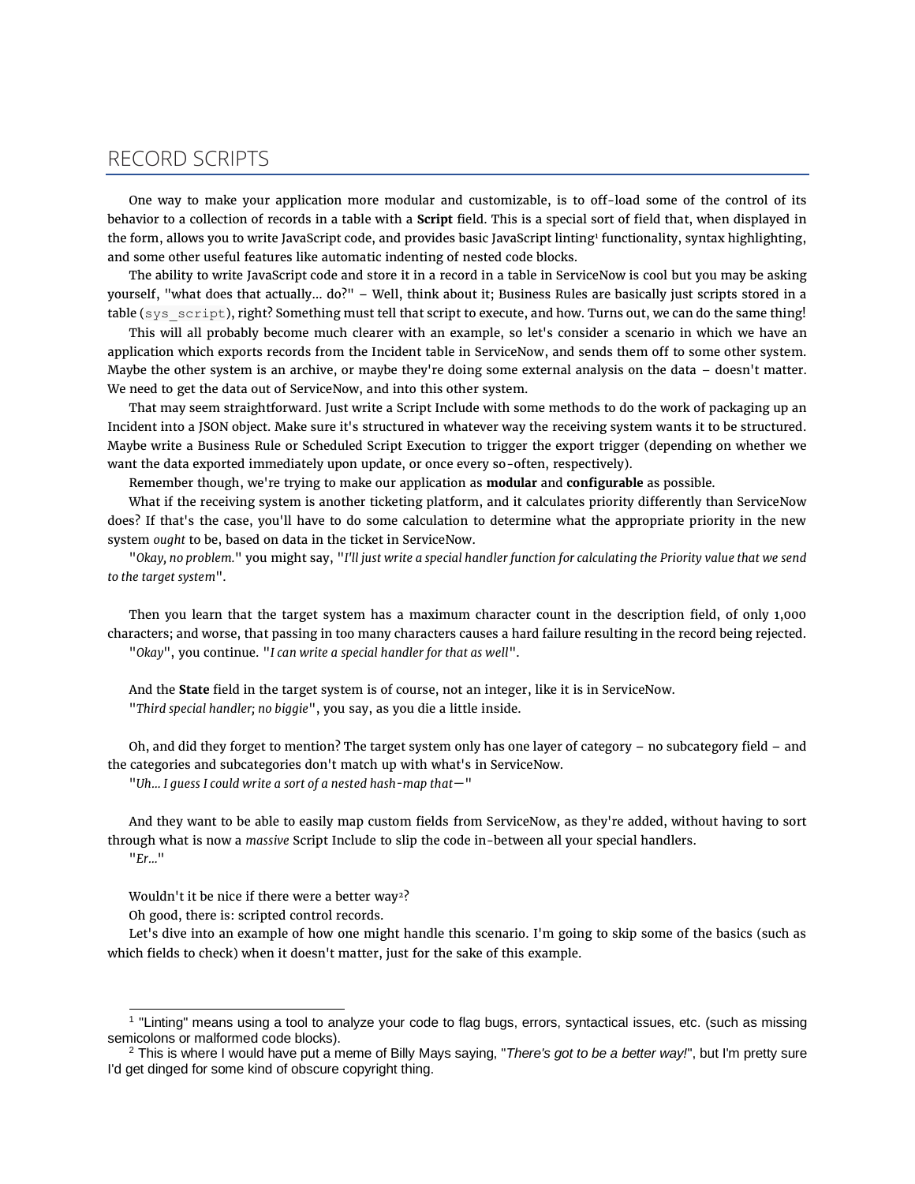# RECORD SCRIPTS

One way to make your application more modular and customizable, is to off-load some of the control of its behavior to a collection of records in a table with a **Script** field. This is a special sort of field that, when displayed in the form, allows you to write JavaScript code, and provides basic JavaScript linting[1] functionality, syntax highlighting, and some other useful features like automatic indenting of nested code blocks.

The ability to write JavaScript code and store it in a record in a table in ServiceNow is cool but you may be asking yourself, "what does that actually... do?" – Well, think about it; Business Rules are basically just scripts stored in a table (`sys_script`), right? Something must tell that script to execute, and how. Turns out, we can do the same thing!

This will all probably become much clearer with an example, so let's consider a scenario in which we have an application which exports records from the Incident table in ServiceNow, and sends them off to some other system. Maybe the other system is an archive, or maybe they're doing some external analysis on the data – doesn't matter. We need to get the data out of ServiceNow, and into this other system.

That may seem straightforward. Just write a Script Include with some methods to do the work of packaging up an Incident into a JSON object. Make sure it's structured in whatever way the receiving system wants it to be structured. Maybe write a Business Rule or Scheduled Script Execution to trigger the export trigger (depending on whether we want the data exported immediately upon update, or once every so-often, respectively).

Remember though, we're trying to make our application as **modular** and **configurable** as possible.

What if the receiving system is another ticketing platform, and it calculates priority differently than ServiceNow does? If that's the case, you'll have to do some calculation to determine what the appropriate priority in the new system *ought* to be, based on data in the ticket in ServiceNow.

"*Okay, no problem.*" you might say, "*I'll just write a special handler function for calculating the Priority value that we send to the target system*".

Then you learn that the target system has a maximum character count in the description field, of only 1,000 characters; and worse, that passing in too many characters causes a hard failure resulting in the record being rejected.

"*Okay*", you continue. "*I can write a special handler for that as well*".

And the **State** field in the target system is of course, not an integer, like it is in ServiceNow.

"*Third special handler; no biggie*", you say, as you die a little inside.

Oh, and did they forget to mention? The target system only has one layer of category – no subcategory field – and the categories and subcategories don't match up with what's in ServiceNow.

"*Uh... I guess I could write a sort of a nested hash-map that—*"

And they want to be able to easily map custom fields from ServiceNow, as they're added, without having to sort through what is now a *massive* Script Include to slip the code in-between all your special handlers.

"*Er...*"

Wouldn't it be nice if there were a better way[2]?

Oh good, there is: scripted control records.

Let's dive into an example of how one might handle this scenario. I'm going to skip some of the basics (such as which fields to check) when it doesn't matter, just for the sake of this example.

---

[1] "Linting" means using a tool to analyze your code to flag bugs, errors, syntactical issues, etc. (such as missing semicolons or malformed code blocks).

[2] This is where I would have put a meme of Billy Mays saying, "*There's got to be a better way!*", but I'm pretty sure I'd get dinged for some kind of obscure copyright thing.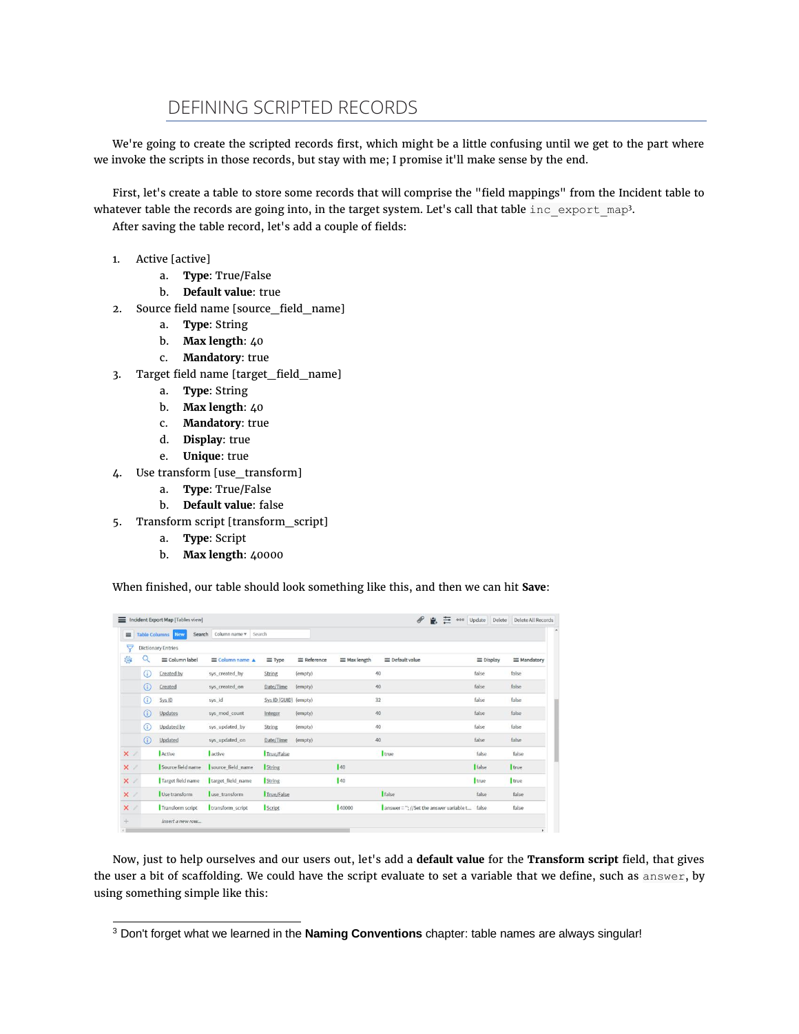## DEFINING SCRIPTED RECORDS

We're going to create the scripted records first, which might be a little confusing until we get to the part where we invoke the scripts in those records, but stay with me; I promise it'll make sense by the end.

First, let's create a table to store some records that will comprise the "field mappings" from the Incident table to whatever table the records are going into, in the target system. Let's call that table `inc_export_map`[3].

After saving the table record, let's add a couple of fields:

1. Active [active]
   a. **Type**: True/False
   b. **Default value**: true
2. Source field name [source_field_name]
   a. **Type**: String
   b. **Max length**: 40
   c. **Mandatory**: true
3. Target field name [target_field_name]
   a. **Type**: String
   b. **Max length**: 40
   c. **Mandatory**: true
   d. **Display**: true
   e. **Unique**: true
4. Use transform [use_transform]
   a. **Type**: True/False
   b. **Default value**: false
5. Transform script [transform_script]
   a. **Type**: Script
   b. **Max length**: 40000

When finished, our table should look something like this, and then we can hit **Save**:

| Column label | Column name | Type | Reference | Max length | Default value | Display | Mandatory |
|---|---|---|---|---|---|---|---|
| Created by | sys_created_by | String | (empty) | 40 | | false | false |
| Created | sys_created_on | Date/Time | (empty) | 40 | | false | false |
| Sys ID | sys_id | Sys ID (GUID) | (empty) | 32 | | false | false |
| Updates | sys_mod_count | Integer | (empty) | 40 | | false | false |
| Updated by | sys_updated_by | String | (empty) | 40 | | false | false |
| Updated | sys_updated_on | Date/Time | (empty) | 40 | | false | false |
| Active | active | True/False | | | true | false | false |
| Source field name | source_field_name | String | | 40 | | false | true |
| Target field name | target_field_name | String | | 40 | | true | true |
| Use transform | use_transform | True/False | | | false | false | false |
| Transform script | transform_script | Script | | 40000 | answer = ''; //Set the answer variable t... | false | false |

Now, just to help ourselves and our users out, let's add a **default value** for the **Transform script** field, that gives the user a bit of scaffolding. We could have the script evaluate to set a variable that we define, such as `answer`, by using something simple like this:

[3] Don't forget what we learned in the **Naming Conventions** chapter: table names are always singular!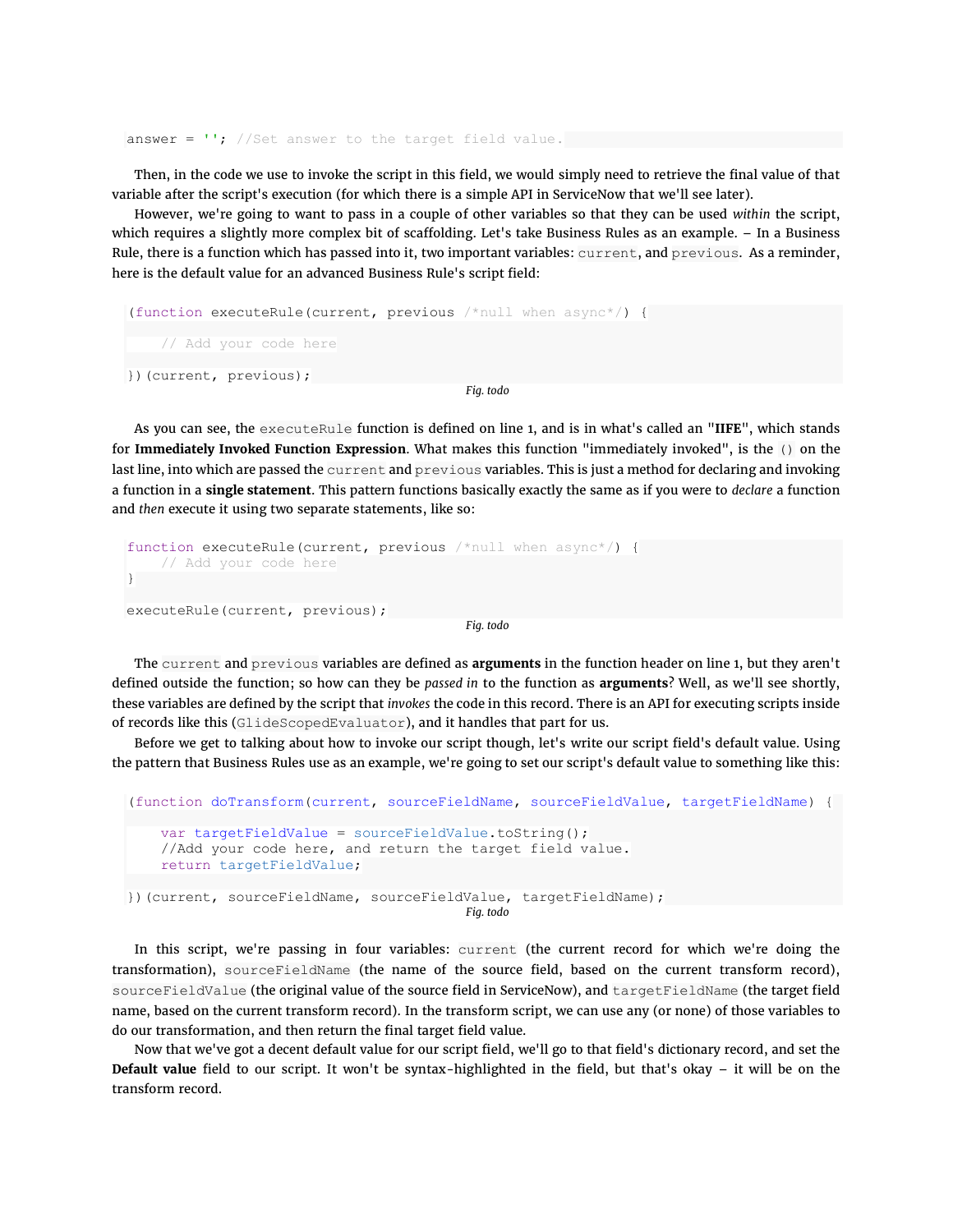```
answer = ''; //Set answer to the target field value.
```

Then, in the code we use to invoke the script in this field, we would simply need to retrieve the final value of that variable after the script's execution (for which there is a simple API in ServiceNow that we'll see later).

However, we're going to want to pass in a couple of other variables so that they can be used *within* the script, which requires a slightly more complex bit of scaffolding. Let's take Business Rules as an example. – In a Business Rule, there is a function which has passed into it, two important variables: `current`, and `previous`. As a reminder, here is the default value for an advanced Business Rule's script field:

```
(function executeRule(current, previous /*null when async*/) {

    // Add your code here

})(current, previous);
```

*Fig. todo*

As you can see, the `executeRule` function is defined on line 1, and is in what's called an "**IIFE**", which stands for **Immediately Invoked Function Expression**. What makes this function "immediately invoked", is the `()` on the last line, into which are passed the `current` and `previous` variables. This is just a method for declaring and invoking a function in a **single statement**. This pattern functions basically exactly the same as if you were to *declare* a function and *then* execute it using two separate statements, like so:

```
function executeRule(current, previous /*null when async*/) {
    // Add your code here
}

executeRule(current, previous);
```

*Fig. todo*

The `current` and `previous` variables are defined as **arguments** in the function header on line 1, but they aren't defined outside the function; so how can they be *passed in* to the function as **arguments**? Well, as we'll see shortly, these variables are defined by the script that *invokes* the code in this record. There is an API for executing scripts inside of records like this (`GlideScopedEvaluator`), and it handles that part for us.

Before we get to talking about how to invoke our script though, let's write our script field's default value. Using the pattern that Business Rules use as an example, we're going to set our script's default value to something like this:

```
(function doTransform(current, sourceFieldName, sourceFieldValue, targetFieldName) {

    var targetFieldValue = sourceFieldValue.toString();
    //Add your code here, and return the target field value.
    return targetFieldValue;

})(current, sourceFieldName, sourceFieldValue, targetFieldName);
```

*Fig. todo*

In this script, we're passing in four variables: `current` (the current record for which we're doing the transformation), `sourceFieldName` (the name of the source field, based on the current transform record), `sourceFieldValue` (the original value of the source field in ServiceNow), and `targetFieldName` (the target field name, based on the current transform record). In the transform script, we can use any (or none) of those variables to do our transformation, and then return the final target field value.

Now that we've got a decent default value for our script field, we'll go to that field's dictionary record, and set the **Default value** field to our script. It won't be syntax-highlighted in the field, but that's okay – it will be on the transform record.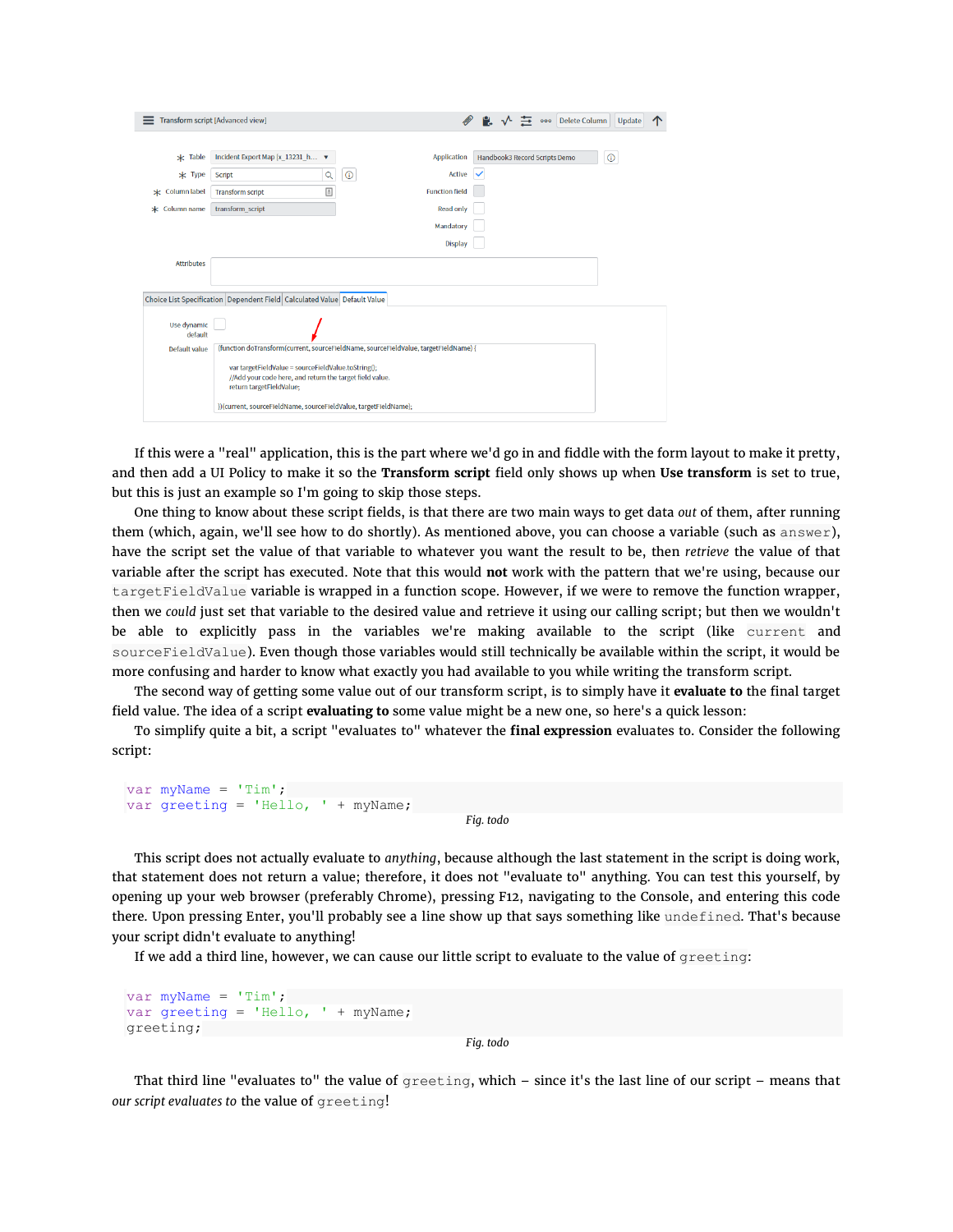If this were a "real" application, this is the part where we'd go in and fiddle with the form layout to make it pretty, and then add a UI Policy to make it so the **Transform script** field only shows up when **Use transform** is set to true, but this is just an example so I'm going to skip those steps.

One thing to know about these script fields, is that there are two main ways to get data *out* of them, after running them (which, again, we'll see how to do shortly). As mentioned above, you can choose a variable (such as `answer`), have the script set the value of that variable to whatever you want the result to be, then *retrieve* the value of that variable after the script has executed. Note that this would **not** work with the pattern that we're using, because our `targetFieldValue` variable is wrapped in a function scope. However, if we were to remove the function wrapper, then we *could* just set that variable to the desired value and retrieve it using our calling script; but then we wouldn't be able to explicitly pass in the variables we're making available to the script (like `current` and `sourceFieldValue`). Even though those variables would still technically be available within the script, it would be more confusing and harder to know what exactly you had available to you while writing the transform script.

The second way of getting some value out of our transform script, is to simply have it **evaluate to** the final target field value. The idea of a script **evaluating to** some value might be a new one, so here's a quick lesson:

To simplify quite a bit, a script "evaluates to" whatever the **final expression** evaluates to. Consider the following script:

```
var myName = 'Tim';
var greeting = 'Hello, ' + myName;
```

*Fig. todo*

This script does not actually evaluate to *anything*, because although the last statement in the script is doing work, that statement does not return a value; therefore, it does not "evaluate to" anything. You can test this yourself, by opening up your web browser (preferably Chrome), pressing F12, navigating to the Console, and entering this code there. Upon pressing Enter, you'll probably see a line show up that says something like `undefined`. That's because your script didn't evaluate to anything!

If we add a third line, however, we can cause our little script to evaluate to the value of `greeting`:

```
var myName = 'Tim';
var greeting = 'Hello, ' + myName;
greeting;
```

*Fig. todo*

That third line "evaluates to" the value of `greeting`, which – since it's the last line of our script – means that *our script evaluates to* the value of `greeting`!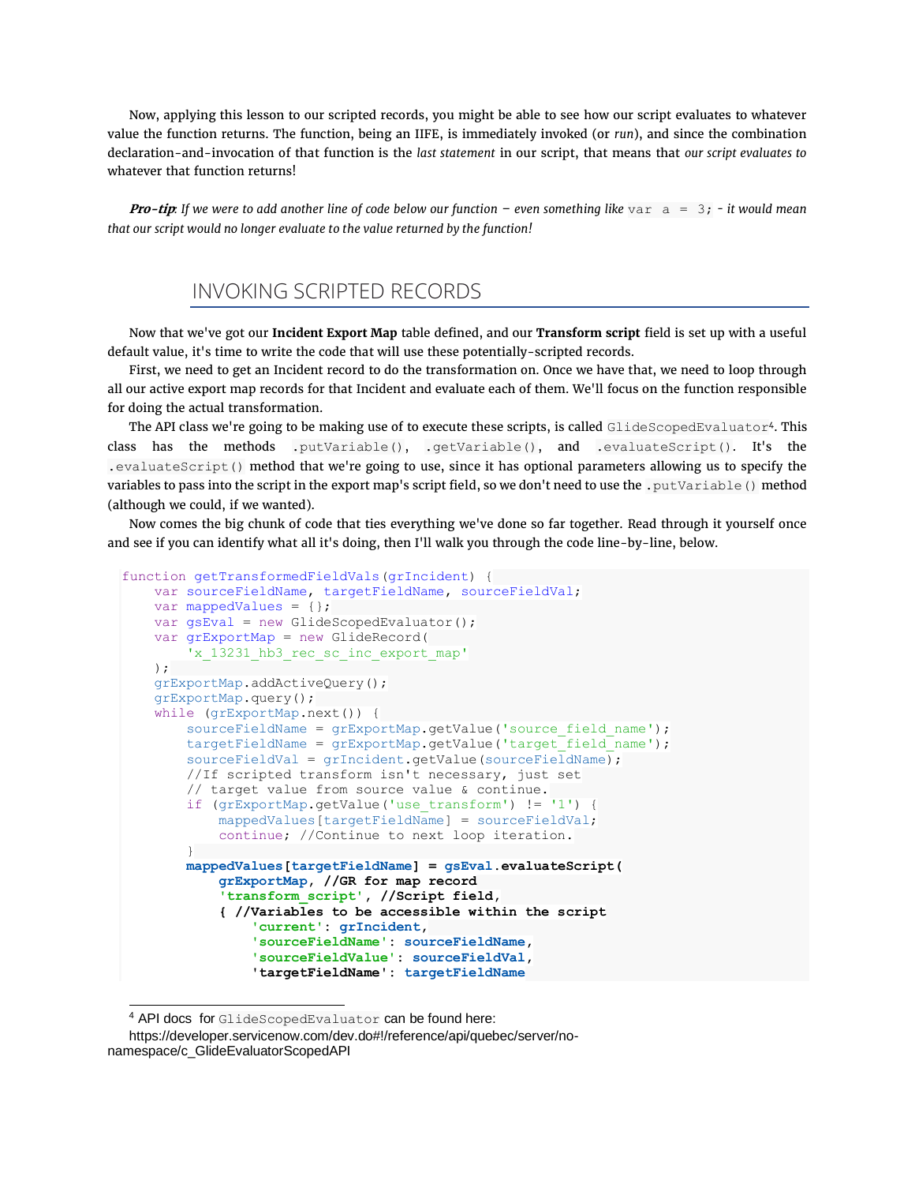Now, applying this lesson to our scripted records, you might be able to see how our script evaluates to whatever value the function returns. The function, being an IIFE, is immediately invoked (or *run*), and since the combination declaration-and-invocation of that function is the *last statement* in our script, that means that *our script evaluates to* whatever that function returns!

***Pro-tip**: If we were to add another line of code below our function – even something like* `var a = 3;` *- it would mean that our script would no longer evaluate to the value returned by the function!*

## INVOKING SCRIPTED RECORDS

Now that we've got our **Incident Export Map** table defined, and our **Transform script** field is set up with a useful default value, it's time to write the code that will use these potentially-scripted records.

First, we need to get an Incident record to do the transformation on. Once we have that, we need to loop through all our active export map records for that Incident and evaluate each of them. We'll focus on the function responsible for doing the actual transformation.

The API class we're going to be making use of to execute these scripts, is called `GlideScopedEvaluator`[4]. This class has the methods `.putVariable()`, `.getVariable()`, and `.evaluateScript()`. It's the `.evaluateScript()` method that we're going to use, since it has optional parameters allowing us to specify the variables to pass into the script in the export map's script field, so we don't need to use the `.putVariable()` method (although we could, if we wanted).

Now comes the big chunk of code that ties everything we've done so far together. Read through it yourself once and see if you can identify what all it's doing, then I'll walk you through the code line-by-line, below.

```
function getTransformedFieldVals(grIncident) {
    var sourceFieldName, targetFieldName, sourceFieldVal;
    var mappedValues = {};
    var gsEval = new GlideScopedEvaluator();
    var grExportMap = new GlideRecord(
        'x_13231_hb3_rec_sc_inc_export_map'
    );
    grExportMap.addActiveQuery();
    grExportMap.query();
    while (grExportMap.next()) {
        sourceFieldName = grExportMap.getValue('source_field_name');
        targetFieldName = grExportMap.getValue('target_field_name');
        sourceFieldVal = grIncident.getValue(sourceFieldName);
        //If scripted transform isn't necessary, just set
        // target value from source value & continue.
        if (grExportMap.getValue('use_transform') != '1') {
            mappedValues[targetFieldName] = sourceFieldVal;
            continue; //Continue to next loop iteration.
        }
        mappedValues[targetFieldName] = gsEval.evaluateScript(
            grExportMap, //GR for map record
            'transform_script', //Script field,
            { //Variables to be accessible within the script
                'current': grIncident,
                'sourceFieldName': sourceFieldName,
                'sourceFieldValue': sourceFieldVal,
                'targetFieldName': targetFieldName
```

[4] API docs for `GlideScopedEvaluator` can be found here: https://developer.servicenow.com/dev.do#!/reference/api/quebec/server/no-namespace/c_GlideEvaluatorScopedAPI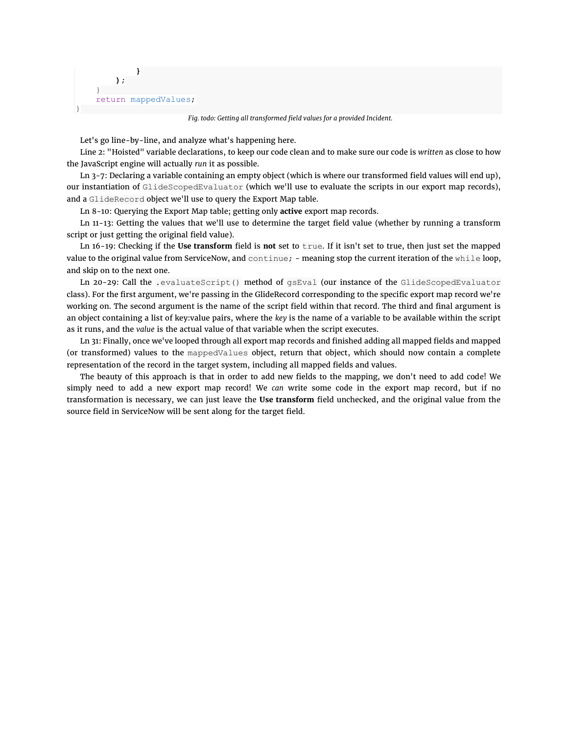```
            }
        );
    }
    return mappedValues;
}
```

*Fig. todo: Getting all transformed field values for a provided Incident.*

Let's go line-by-line, and analyze what's happening here.

Line 2: "Hoisted" variable declarations, to keep our code clean and to make sure our code is *written* as close to how the JavaScript engine will actually *run* it as possible.

Ln 3-7: Declaring a variable containing an empty object (which is where our transformed field values will end up), our instantiation of `GlideScopedEvaluator` (which we'll use to evaluate the scripts in our export map records), and a `GlideRecord` object we'll use to query the Export Map table.

Ln 8-10: Querying the Export Map table; getting only **active** export map records.

Ln 11-13: Getting the values that we'll use to determine the target field value (whether by running a transform script or just getting the original field value).

Ln 16-19: Checking if the **Use transform** field is **not** set to `true`. If it isn't set to true, then just set the mapped value to the original value from ServiceNow, and `continue;` - meaning stop the current iteration of the `while` loop, and skip on to the next one.

Ln 20-29: Call the `.evaluateScript()` method of `gsEval` (our instance of the `GlideScopedEvaluator` class). For the first argument, we're passing in the GlideRecord corresponding to the specific export map record we're working on. The second argument is the name of the script field within that record. The third and final argument is an object containing a list of key:value pairs, where the *key* is the name of a variable to be available within the script as it runs, and the *value* is the actual value of that variable when the script executes.

Ln 31: Finally, once we've looped through all export map records and finished adding all mapped fields and mapped (or transformed) values to the `mappedValues` object, return that object, which should now contain a complete representation of the record in the target system, including all mapped fields and values.

The beauty of this approach is that in order to add new fields to the mapping, we don't need to add code! We simply need to add a new export map record! We *can* write some code in the export map record, but if no transformation is necessary, we can just leave the **Use transform** field unchecked, and the original value from the source field in ServiceNow will be sent along for the target field.